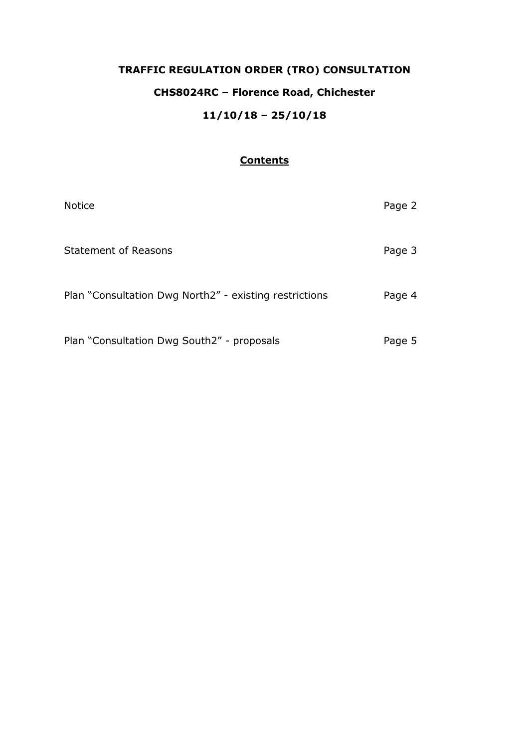# TRAFFIC REGULATION ORDER (TRO) CONSULTATION

## CHS8024RC – Florence Road, Chichester

## 11/10/18 – 25/10/18

### Contents

| | |
|---|---|
| Notice | Page 2 |
| Statement of Reasons | Page 3 |
| Plan "Consultation Dwg North2" - existing restrictions | Page 4 |
| Plan "Consultation Dwg South2" - proposals | Page 5 |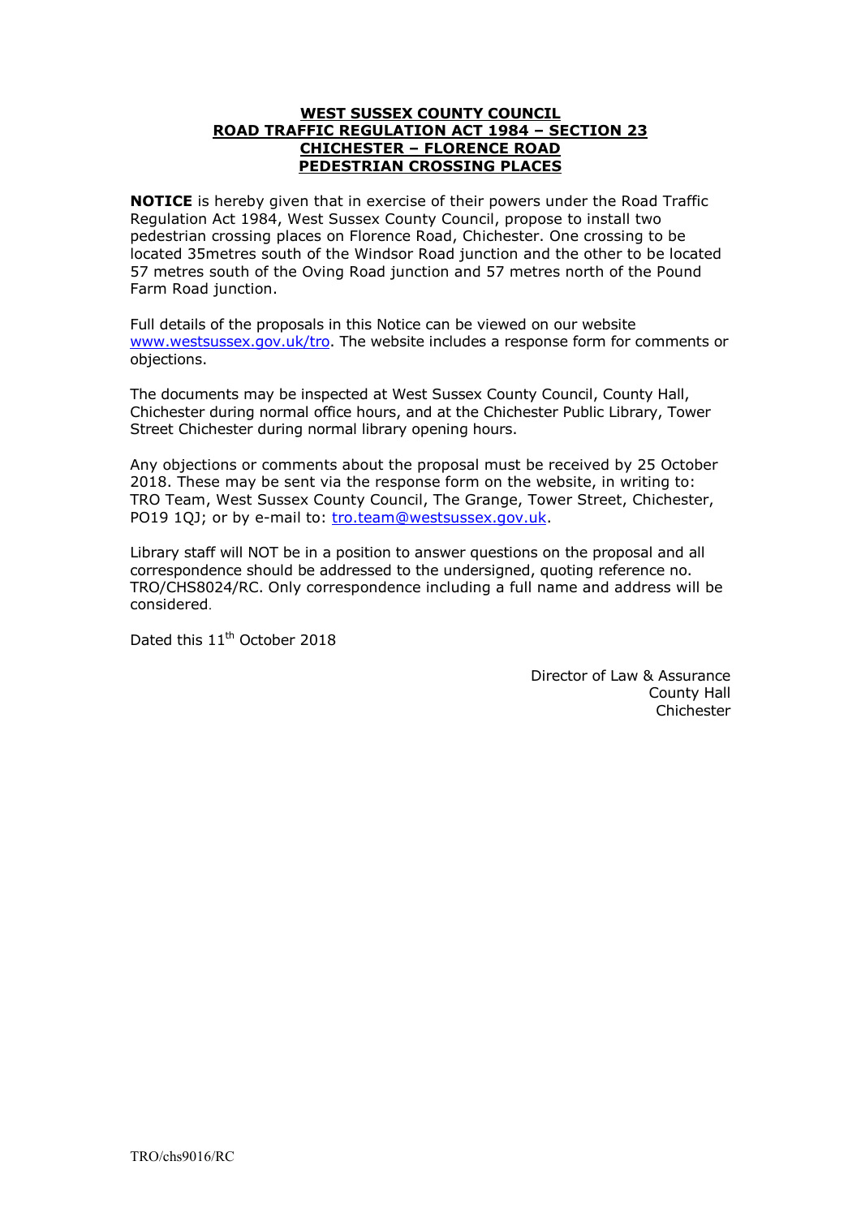# WEST SUSSEX COUNTY COUNCIL
## ROAD TRAFFIC REGULATION ACT 1984 – SECTION 23
## CHICHESTER – FLORENCE ROAD
## PEDESTRIAN CROSSING PLACES

**NOTICE** is hereby given that in exercise of their powers under the Road Traffic Regulation Act 1984, West Sussex County Council, propose to install two pedestrian crossing places on Florence Road, Chichester. One crossing to be located 35metres south of the Windsor Road junction and the other to be located 57 metres south of the Oving Road junction and 57 metres north of the Pound Farm Road junction.

Full details of the proposals in this Notice can be viewed on our website www.westsussex.gov.uk/tro. The website includes a response form for comments or objections.

The documents may be inspected at West Sussex County Council, County Hall, Chichester during normal office hours, and at the Chichester Public Library, Tower Street Chichester during normal library opening hours.

Any objections or comments about the proposal must be received by 25 October 2018. These may be sent via the response form on the website, in writing to: TRO Team, West Sussex County Council, The Grange, Tower Street, Chichester, PO19 1QJ; or by e-mail to: tro.team@westsussex.gov.uk.

Library staff will NOT be in a position to answer questions on the proposal and all correspondence should be addressed to the undersigned, quoting reference no. TRO/CHS8024/RC. Only correspondence including a full name and address will be considered.

Dated this 11th October 2018

Director of Law & Assurance
County Hall
Chichester

TRO/chs9016/RC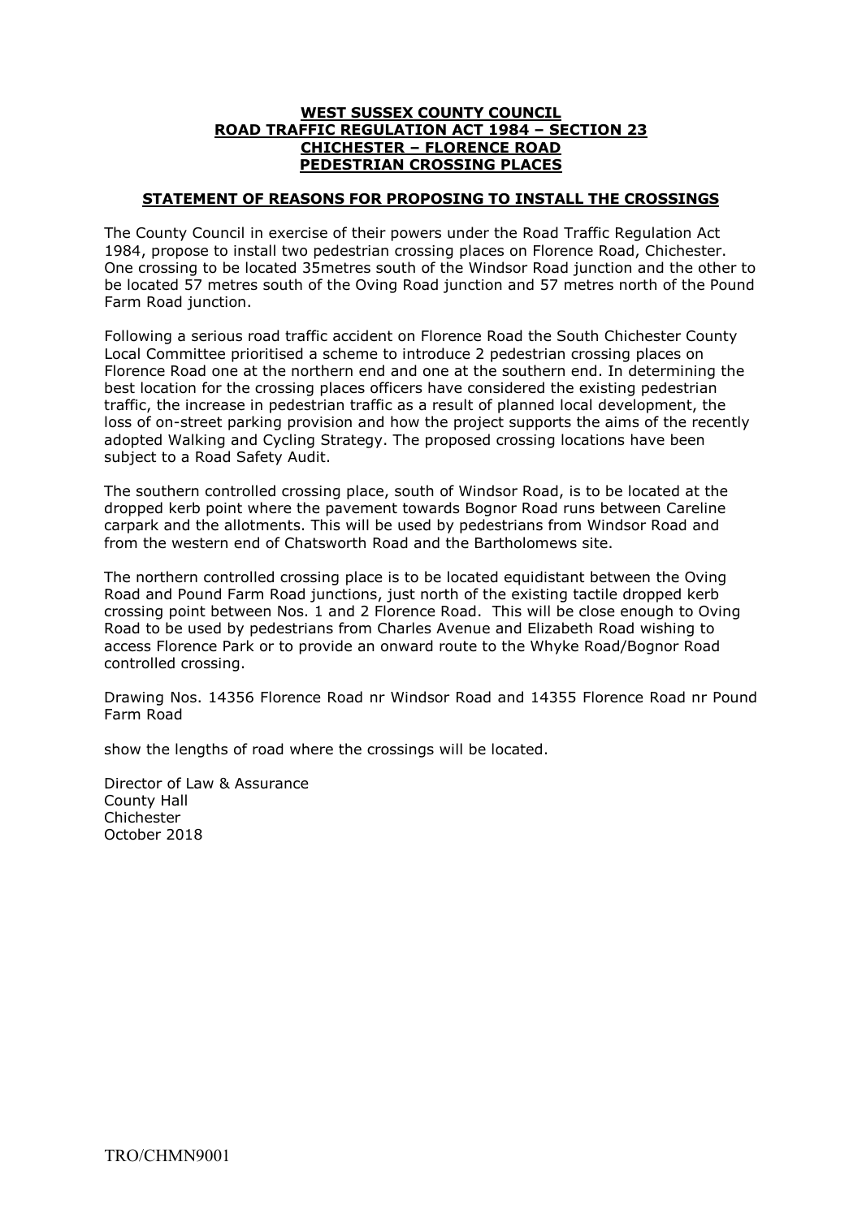**WEST SUSSEX COUNTY COUNCIL**
**ROAD TRAFFIC REGULATION ACT 1984 – SECTION 23**
**CHICHESTER – FLORENCE ROAD**
**PEDESTRIAN CROSSING PLACES**

**STATEMENT OF REASONS FOR PROPOSING TO INSTALL THE CROSSINGS**

The County Council in exercise of their powers under the Road Traffic Regulation Act 1984, propose to install two pedestrian crossing places on Florence Road, Chichester. One crossing to be located 35metres south of the Windsor Road junction and the other to be located 57 metres south of the Oving Road junction and 57 metres north of the Pound Farm Road junction.

Following a serious road traffic accident on Florence Road the South Chichester County Local Committee prioritised a scheme to introduce 2 pedestrian crossing places on Florence Road one at the northern end and one at the southern end. In determining the best location for the crossing places officers have considered the existing pedestrian traffic, the increase in pedestrian traffic as a result of planned local development, the loss of on-street parking provision and how the project supports the aims of the recently adopted Walking and Cycling Strategy. The proposed crossing locations have been subject to a Road Safety Audit.

The southern controlled crossing place, south of Windsor Road, is to be located at the dropped kerb point where the pavement towards Bognor Road runs between Careline carpark and the allotments. This will be used by pedestrians from Windsor Road and from the western end of Chatsworth Road and the Bartholomews site.

The northern controlled crossing place is to be located equidistant between the Oving Road and Pound Farm Road junctions, just north of the existing tactile dropped kerb crossing point between Nos. 1 and 2 Florence Road. This will be close enough to Oving Road to be used by pedestrians from Charles Avenue and Elizabeth Road wishing to access Florence Park or to provide an onward route to the Whyke Road/Bognor Road controlled crossing.

Drawing Nos. 14356 Florence Road nr Windsor Road and 14355 Florence Road nr Pound Farm Road

show the lengths of road where the crossings will be located.

Director of Law & Assurance
County Hall
Chichester
October 2018

TRO/CHMN9001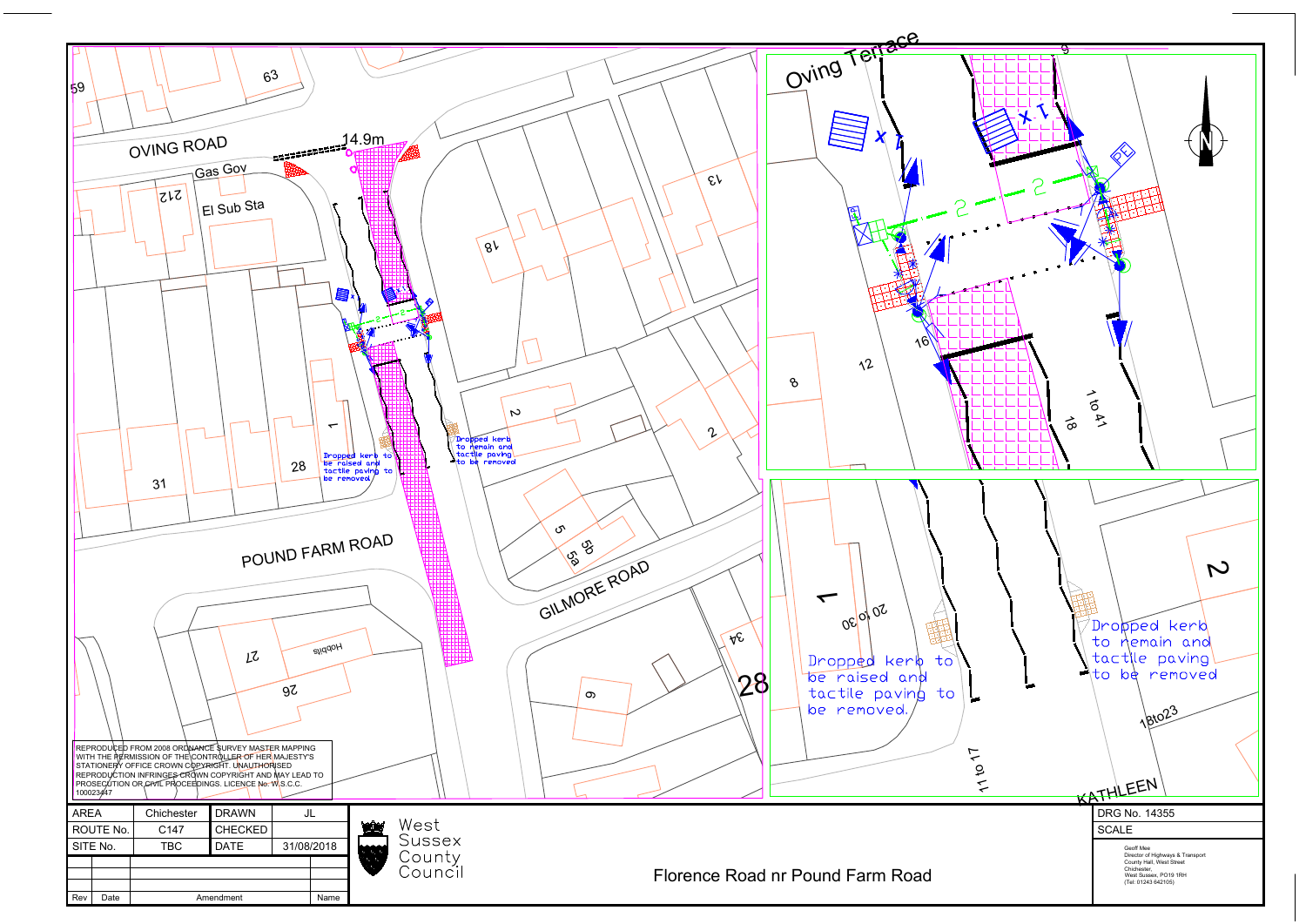OVING ROAD

Gas Gov

El Sub Sta

14.9m

POUND FARM ROAD

GILMORE ROAD

Oving Terrace

KATHLEEN

Dropped kerb to be raised and tactile paving to be removed.

Dropped kerb to remain and tactile paving to be removed

REPRODUCED FROM 2008 ORDNANCE SURVEY MASTER MAPPING WITH THE PERMISSION OF THE CONTROLLER OF HER MAJESTY'S STATIONERY OFFICE CROWN COPYRIGHT. UNAUTHORISED REPRODUCTION INFRINGES CROWN COPYRIGHT AND MAY LEAD TO PROSECUTION OR CIVIL PROCEEDINGS. LICENCE No: W.S.C.C. 100023447

| AREA | Chichester | DRAWN | JL |
|---|---|---|---|
| ROUTE No. | C147 | CHECKED | |
| SITE No. | TBC | DATE | 31/08/2018 |

| Rev | Date | Amendment | Name |
|---|---|---|---|
| | | | |

West Sussex County Council

Florence Road nr Pound Farm Road

DRG No. 14355

SCALE

Geoff Mee
Director of Highways & Transport
County Hall, West Street
Chichester,
West Sussex, PO19 1RH
(Tel: 01243 642105)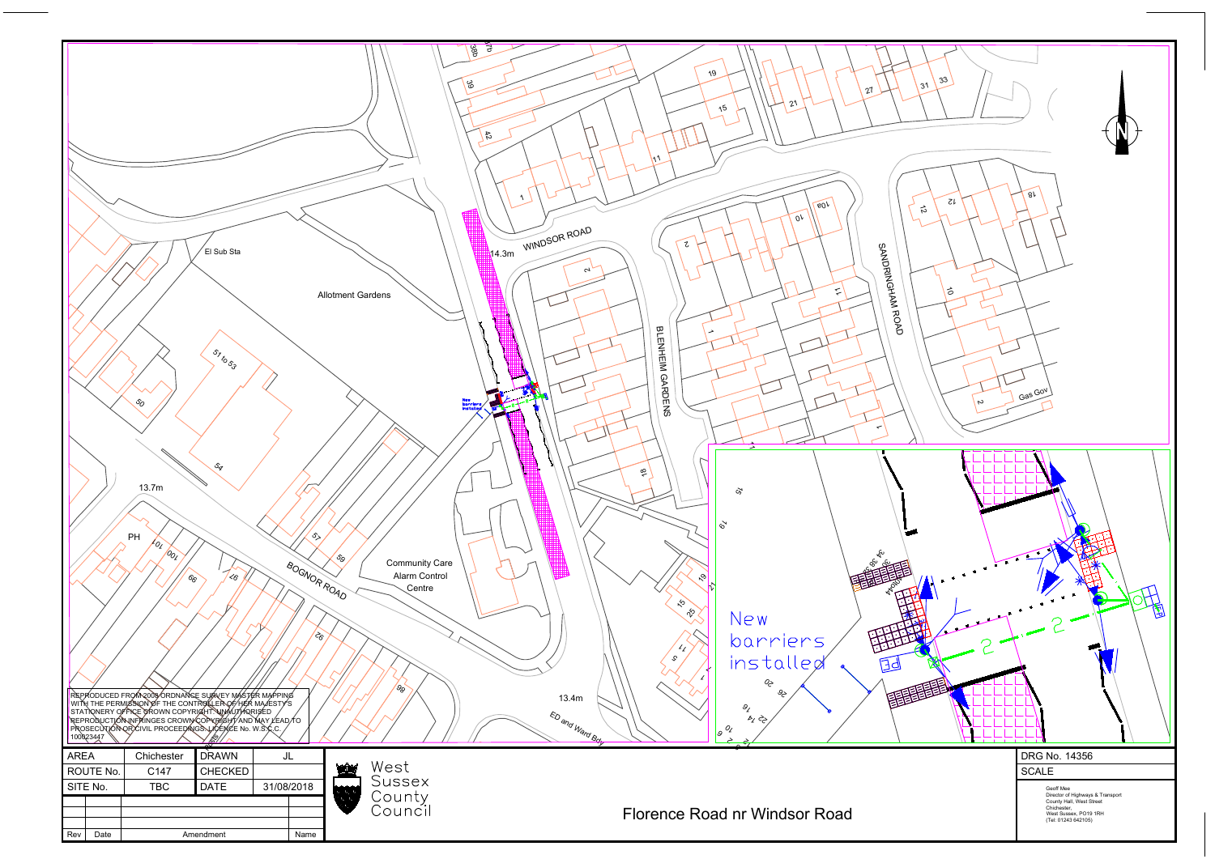WINDSOR ROAD

BLENHEIM GARDENS

SANDRINGHAM ROAD

BOGNOR ROAD

El Sub Sta

Allotment Gardens

Community Care Alarm Control Centre

Gas Gov

PH

ED and Ward Bdy

14.3m

13.7m

13.4m

New barriers installed

REPRODUCED FROM 2008 ORDNANCE SURVEY MASTER MAPPING WITH THE PERMISSION OF THE CONTROLLER OF HER MAJESTY'S STATIONERY OFFICE CROWN COPYRIGHT. UNAUTHORISED REPRODUCTION INFRINGES CROWN COPYRIGHT AND MAY LEAD TO PROSECUTION OR CIVIL PROCEEDINGS. LICENCE No. W.S.C.C. 100023447

| | | | |
|---|---|---|---|
| AREA | Chichester | DRAWN | JL |
| ROUTE No. | C147 | CHECKED | |
| SITE No. | TBC | DATE | 31/08/2018 |

| Rev | Date | Amendment | Name |
|---|---|---|---|

West Sussex County Council

Florence Road nr Windsor Road

DRG No. 14356

SCALE

Geoff Mee
Director of Highways & Transport
County Hall, West Street
Chichester,
West Sussex, PO19 1RH
(Tel: 01243 642105)